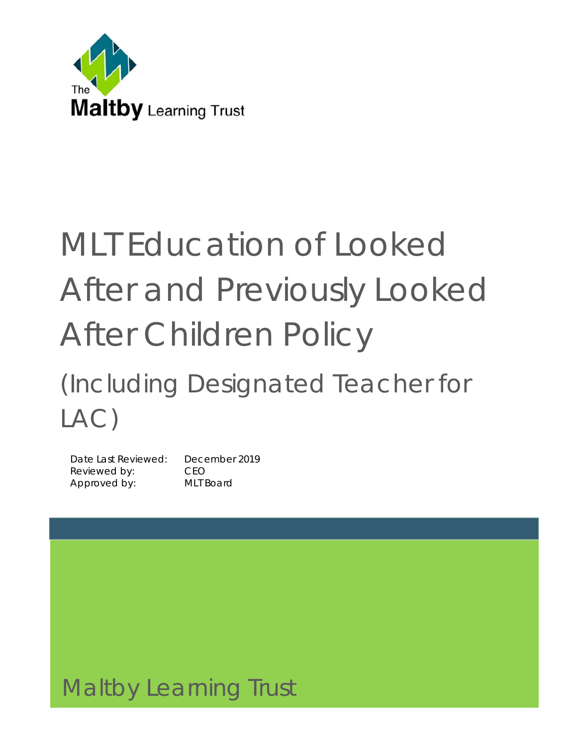The Maltby Learning Trust

# MLT Education of Looked After and Previously Looked After Children Policy

## (Including Designated Teacher for LAC)

Date Last Reviewed: December 2019
Reviewed by: CEO
Approved by: MLT Board

Maltby Learning Trust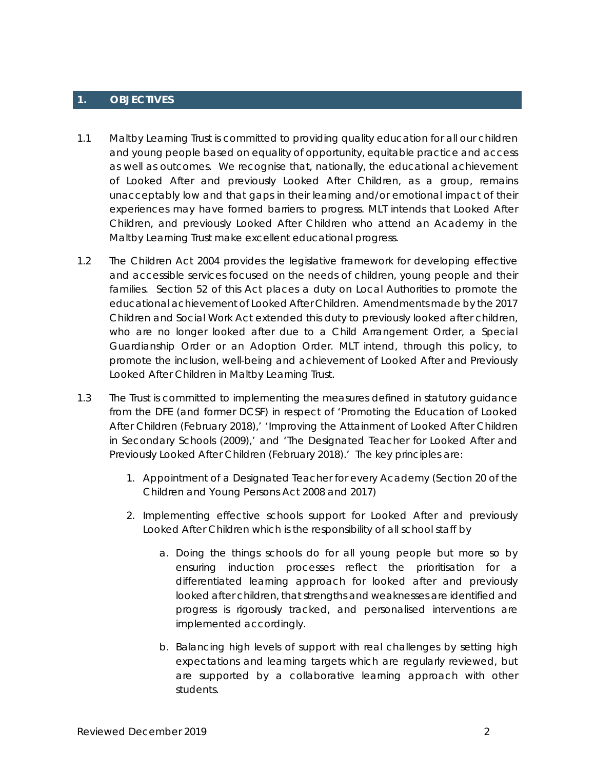## 1. OBJECTIVES

1.1 Maltby Learning Trust is committed to providing quality education for all our children and young people based on equality of opportunity, equitable practice and access as well as outcomes. We recognise that, nationally, the educational achievement of Looked After and previously Looked After Children, as a group, remains unacceptably low and that gaps in their learning and/or emotional impact of their experiences may have formed barriers to progress. MLT intends that Looked After Children, and previously Looked After Children who attend an Academy in the Maltby Learning Trust make excellent educational progress.

1.2 The Children Act 2004 provides the legislative framework for developing effective and accessible services focused on the needs of children, young people and their families. Section 52 of this Act places a duty on Local Authorities to promote the educational achievement of Looked After Children. Amendments made by the 2017 Children and Social Work Act extended this duty to previously looked after children, who are no longer looked after due to a Child Arrangement Order, a Special Guardianship Order or an Adoption Order. MLT intend, through this policy, to promote the inclusion, well-being and achievement of Looked After and Previously Looked After Children in Maltby Learning Trust.

1.3 The Trust is committed to implementing the measures defined in statutory guidance from the DFE (and former DCSF) in respect of 'Promoting the Education of Looked After Children (February 2018),' 'Improving the Attainment of Looked After Children in Secondary Schools (2009),' and 'The Designated Teacher for Looked After and Previously Looked After Children (February 2018).' The key principles are:

1. Appointment of a Designated Teacher for every Academy (Section 20 of the Children and Young Persons Act 2008 and 2017)

2. Implementing effective schools support for Looked After and previously Looked After Children which is the responsibility of all school staff by

    a. Doing the things schools do for all young people but more so by ensuring induction processes reflect the prioritisation for a differentiated learning approach for looked after and previously looked after children, that strengths and weaknesses are identified and progress is rigorously tracked, and personalised interventions are implemented accordingly.

    b. Balancing high levels of support with real challenges by setting high expectations and learning targets which are regularly reviewed, but are supported by a collaborative learning approach with other students.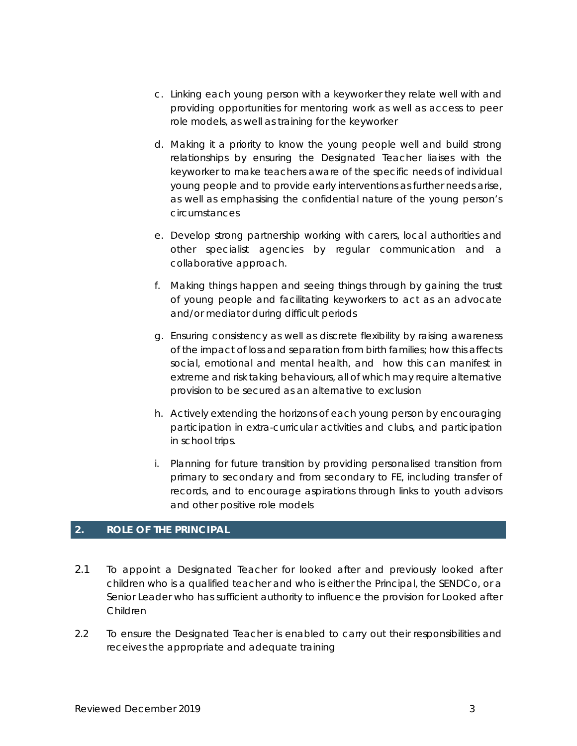c. Linking each young person with a keyworker they relate well with and providing opportunities for mentoring work as well as access to peer role models, as well as training for the keyworker

d. Making it a priority to know the young people well and build strong relationships by ensuring the Designated Teacher liaises with the keyworker to make teachers aware of the specific needs of individual young people and to provide early interventions as further needs arise, as well as emphasising the confidential nature of the young person's circumstances

e. Develop strong partnership working with carers, local authorities and other specialist agencies by regular communication and a collaborative approach.

f. Making things happen and seeing things through by gaining the trust of young people and facilitating keyworkers to act as an advocate and/or mediator during difficult periods

g. Ensuring consistency as well as discrete flexibility by raising awareness of the impact of loss and separation from birth families; how this affects social, emotional and mental health, and how this can manifest in extreme and risk taking behaviours, all of which may require alternative provision to be secured as an alternative to exclusion

h. Actively extending the horizons of each young person by encouraging participation in extra-curricular activities and clubs, and participation in school trips.

i. Planning for future transition by providing personalised transition from primary to secondary and from secondary to FE, including transfer of records, and to encourage aspirations through links to youth advisors and other positive role models

## 2. ROLE OF THE PRINCIPAL

2.1 To appoint a Designated Teacher for looked after and previously looked after children who is a qualified teacher and who is either the Principal, the SENDCo, or a Senior Leader who has sufficient authority to influence the provision for Looked after Children

2.2 To ensure the Designated Teacher is enabled to carry out their responsibilities and receives the appropriate and adequate training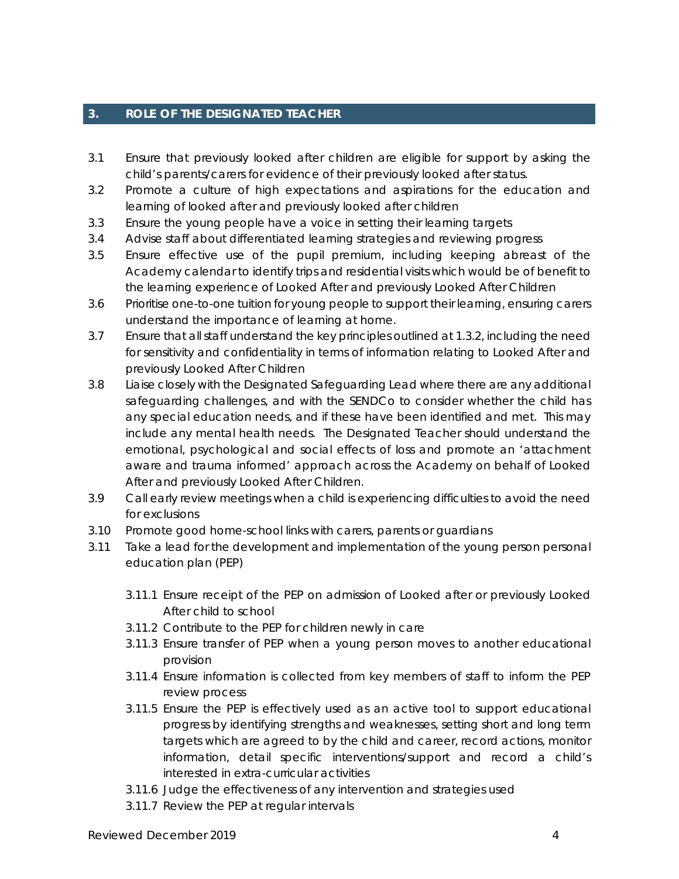## 3. ROLE OF THE DESIGNATED TEACHER

3.1 Ensure that previously looked after children are eligible for support by asking the child's parents/carers for evidence of their previously looked after status.

3.2 Promote a culture of high expectations and aspirations for the education and learning of looked after and previously looked after children

3.3 Ensure the young people have a voice in setting their learning targets

3.4 Advise staff about differentiated learning strategies and reviewing progress

3.5 Ensure effective use of the pupil premium, including keeping abreast of the Academy calendar to identify trips and residential visits which would be of benefit to the learning experience of Looked After and previously Looked After Children

3.6 Prioritise one-to-one tuition for young people to support their learning, ensuring carers understand the importance of learning at home.

3.7 Ensure that all staff understand the key principles outlined at 1.3.2, including the need for sensitivity and confidentiality in terms of information relating to Looked After and previously Looked After Children

3.8 Liaise closely with the Designated Safeguarding Lead where there are any additional safeguarding challenges, and with the SENDCo to consider whether the child has any special education needs, and if these have been identified and met. This may include any mental health needs. The Designated Teacher should understand the emotional, psychological and social effects of loss and promote an 'attachment aware and trauma informed' approach across the Academy on behalf of Looked After and previously Looked After Children.

3.9 Call early review meetings when a child is experiencing difficulties to avoid the need for exclusions

3.10 Promote good home-school links with carers, parents or guardians

3.11 Take a lead for the development and implementation of the young person personal education plan (PEP)

   3.11.1 Ensure receipt of the PEP on admission of Looked after or previously Looked After child to school

   3.11.2 Contribute to the PEP for children newly in care

   3.11.3 Ensure transfer of PEP when a young person moves to another educational provision

   3.11.4 Ensure information is collected from key members of staff to inform the PEP review process

   3.11.5 Ensure the PEP is effectively used as an active tool to support educational progress by identifying strengths and weaknesses, setting short and long term targets which are agreed to by the child and career, record actions, monitor information, detail specific interventions/support and record a child's interested in extra-curricular activities

   3.11.6 Judge the effectiveness of any intervention and strategies used

   3.11.7 Review the PEP at regular intervals

Reviewed December 2019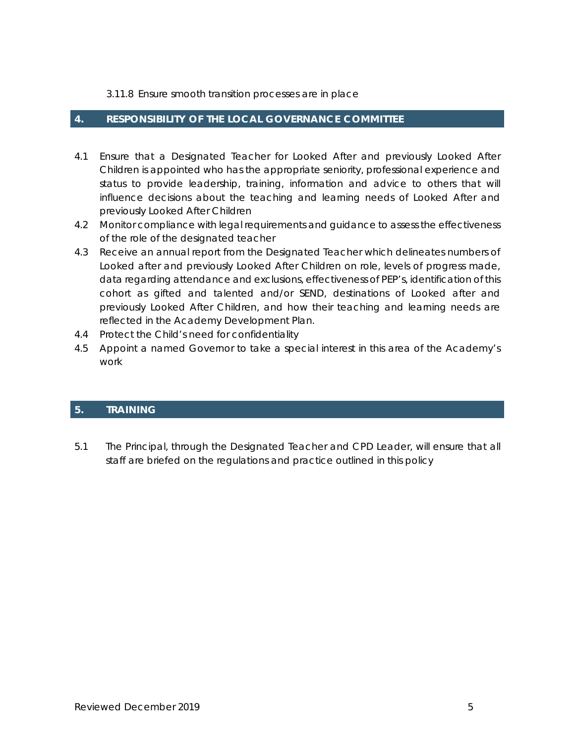3.11.8 Ensure smooth transition processes are in place

## 4. RESPONSIBILITY OF THE LOCAL GOVERNANCE COMMITTEE

4.1 Ensure that a Designated Teacher for Looked After and previously Looked After Children is appointed who has the appropriate seniority, professional experience and status to provide leadership, training, information and advice to others that will influence decisions about the teaching and learning needs of Looked After and previously Looked After Children

4.2 Monitor compliance with legal requirements and guidance to assess the effectiveness of the role of the designated teacher

4.3 Receive an annual report from the Designated Teacher which delineates numbers of Looked after and previously Looked After Children on role, levels of progress made, data regarding attendance and exclusions, effectiveness of PEP's, identification of this cohort as gifted and talented and/or SEND, destinations of Looked after and previously Looked After Children, and how their teaching and learning needs are reflected in the Academy Development Plan.

4.4 Protect the Child's need for confidentiality

4.5 Appoint a named Governor to take a special interest in this area of the Academy's work

## 5. TRAINING

5.1 The Principal, through the Designated Teacher and CPD Leader, will ensure that all staff are briefed on the regulations and practice outlined in this policy

Reviewed December 2019